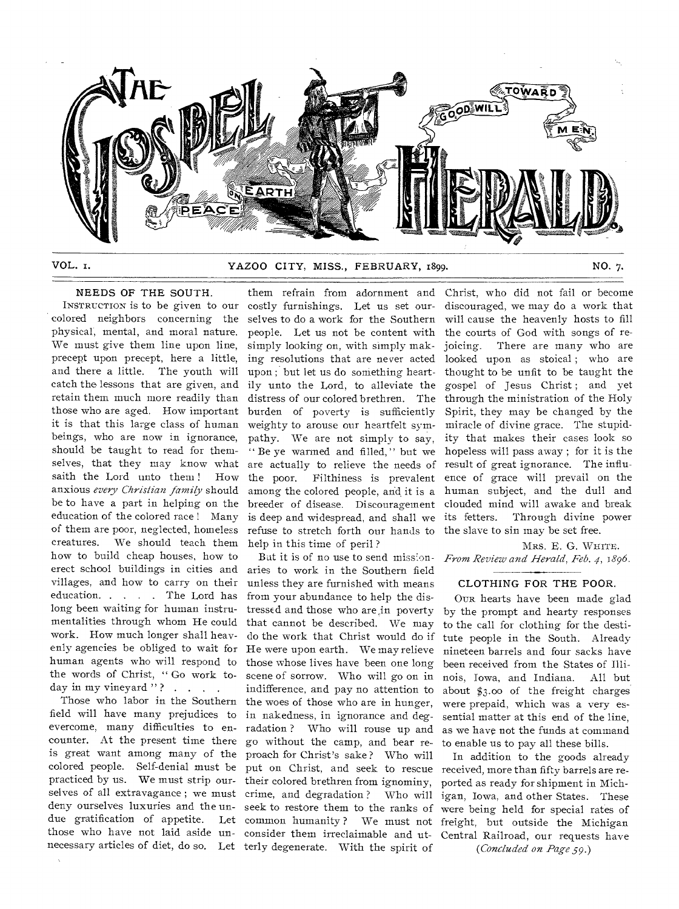# THE GOSPEL HERALD

PEACE ON EARTH GOOD WILL TOWARD MEN.

VOL. I. YAZOO CITY, MISS., FEBRUARY, 1899. NO. 7.

## NEEDS OF THE SOUTH.

INSTRUCTION is to be given to our colored neighbors concerning the physical, mental, and moral nature. We must give them line upon line, precept upon precept, here a little, and there a little. The youth will catch the lessons that are given, and retain them much more readily than those who are aged. How important it is that this large class of human beings, who are now in ignorance, should be taught to read for themselves, that they may know what saith the Lord unto them! How anxious *every Christian family* should be to have a part in helping on the education of the colored race! Many of them are poor, neglected, homeless creatures. We should teach them how to build cheap houses, how to erect school buildings in cities and villages, and how to carry on their education. . . . . The Lord has long been waiting for human instrumentalities through whom He could work. How much longer shall heavenly agencies be obliged to wait for human agents who will respond to the words of Christ, "Go work to-day in my vineyard"? . . . .

Those who labor in the Southern field will have many prejudices to evercome, many difficulties to encounter. At the present time there is great want among many of the colored people. Self-denial must be practiced by us. We must strip ourselves of all extravagance; we must deny ourselves luxuries and the undue gratification of appetite. Let those who have not laid aside unnecessary articles of diet, do so. Let them refrain from adornment and costly furnishings. Let us set ourselves to do a work for the Southern people. Let us not be content with simply looking on, with simply making resolutions that are never acted upon; but let us do something heartily unto the Lord, to alleviate the distress of our colored brethren. The burden of poverty is sufficiently weighty to arouse our heartfelt sympathy. We are not simply to say, "Be ye warmed and filled," but we are actually to relieve the needs of the poor. Filthiness is prevalent among the colored people, and it is a breeder of disease. Discouragement is deep and widespread, and shall we refuse to stretch forth our hands to help in this time of peril?

But it is of no use to send missionaries to work in the Southern field unless they are furnished with means from your abundance to help the distressed and those who are in poverty that cannot be described. We may do the work that Christ would do if He were upon earth. We may relieve those whose lives have been one long scene of sorrow. Who will go on in indifference, and pay no attention to the woes of those who are in hunger, in nakedness, in ignorance and degradation? Who will rouse up and go without the camp, and bear reproach for Christ's sake? Who will put on Christ, and seek to rescue their colored brethren from ignominy, crime, and degradation? Who will seek to restore them to the ranks of common humanity? We must not consider them irreclaimable and utterly degenerate. With the spirit of Christ, who did not fail or become discouraged, we may do a work that will cause the heavenly hosts to fill the courts of God with songs of rejoicing. There are many who are looked upon as stoical; who are thought to be unfit to be taught the gospel of Jesus Christ; and yet through the ministration of the Holy Spirit, they may be changed by the miracle of divine grace. The stupidity that makes their cases look so hopeless will pass away; for it is the result of great ignorance. The influence of grace will prevail on the human subject, and the dull and clouded mind will awake and break its fetters. Through divine power the slave to sin may be set free.

MRS. E. G. WHITE.

*From Review and Herald, Feb. 4, 1896.*

## CLOTHING FOR THE POOR.

OUR hearts have been made glad by the prompt and hearty responses to the call for clothing for the destitute people in the South. Already nineteen barrels and four sacks have been received from the States of Illinois, Iowa, and Indiana. All but about $3.00 of the freight charges were prepaid, which was a very essential matter at this end of the line, as we have not the funds at command to enable us to pay all these bills.

In addition to the goods already received, more than fifty barrels are reported as ready for shipment in Michigan, Iowa, and other States. These were being held for special rates of freight, but outside the Michigan Central Railroad, our requests have

*(Concluded on Page 59.)*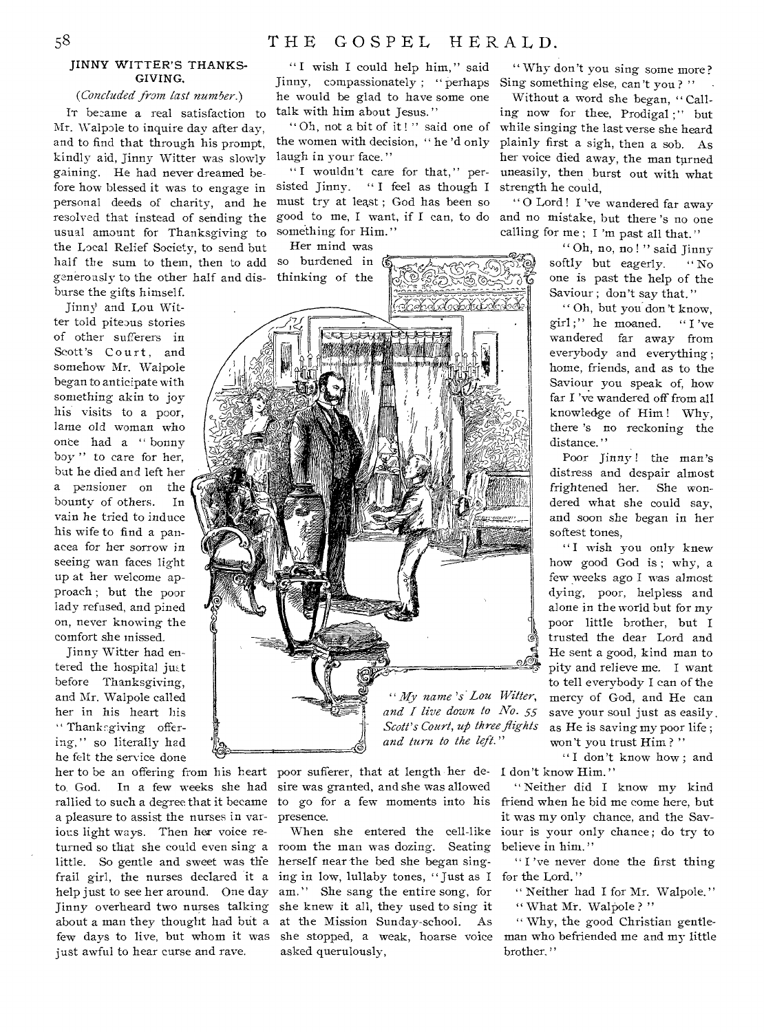## JINNY WITTER'S THANKSGIVING.

*(Concluded from last number.)*

It became a real satisfaction to Mr. Walpole to inquire day after day, and to find that through his prompt, kindly aid, Jinny Witter was slowly gaining. He had never dreamed before how blessed it was to engage in personal deeds of charity, and he resolved that instead of sending the usual amount for Thanksgiving to the Local Relief Society, to send but half the sum to them, then to add generously to the other half and disburse the gifts himself.

Jinny and Lou Witter told piteous stories of other sufferers in Scott's Court, and somehow Mr. Walpole began to anticipate with something akin to joy his visits to a poor, lame old woman who once had a "bonny boy" to care for her, but he died and left her a pensioner on the bounty of others. In vain he tried to induce his wife to find a panacea for her sorrow in seeing wan faces light up at her welcome approach; but the poor lady refused, and pined on, never knowing the comfort she missed.

Jinny Witter had entered the hospital just before Thanksgiving, and Mr. Walpole called her in his heart his "Thanksgiving offering," so literally had he felt the service done her to be an offering from his heart to God. In a few weeks she had rallied to such a degree that it became a pleasure to assist the nurses in various light ways. Then her voice returned so that she could even sing a little. So gentle and sweet was the frail girl, the nurses declared it a help just to see her around. One day Jinny overheard two nurses talking about a man they thought had but a few days to live, but whom it was just awful to hear curse and rave.

"I wish I could help him," said Jinny, compassionately; "perhaps he would be glad to have some one talk with him about Jesus."

"Oh, not a bit of it!" said one of the women with decision, "he'd only laugh in your face."

"I wouldn't care for that," persisted Jinny. "I feel as though I must try at least; God has been so good to me, I want, if I can, to do something for Him."

Her mind was so burdened in thinking of the poor sufferer, that at length her desire was granted, and she was allowed to go for a few moments into his presence.

*"My name's Lou Witter, and I live down to No. 55 Scott's Court, up three flights and turn to the left."*

When she entered the cell-like room the man was dozing. Seating herself near the bed she began singing in low, lullaby tones, "Just as I am." She sang the entire song, for she knew it all, they used to sing it at the Mission Sunday-school. As she stopped, a weak, hoarse voice asked querulously,

"Why don't you sing some more? Sing something else, can't you?"

Without a word she began, "Calling now for thee, Prodigal;" but while singing the last verse she heard plainly first a sigh, then a sob. As her voice died away, the man turned uneasily, then burst out with what strength he could,

"O Lord! I've wandered far away and no mistake, but there's no one calling for me; I'm past all that."

"Oh, no, no!" said Jinny softly but eagerly. "No one is past the help of the Saviour; don't say that."

"Oh, but you don't know, girl;" he moaned. "I've wandered far away from everybody and everything; home, friends, and as to the Saviour you speak of, how far I've wandered off from all knowledge of Him! Why, there's no reckoning the distance."

Poor Jinny! the man's distress and despair almost frightened her. She wondered what she could say, and soon she began in her softest tones,

"I wish you only knew how good God is; why, a few weeks ago I was almost dying, poor, helpless and alone in the world but for my poor little brother, but I trusted the dear Lord and He sent a good, kind man to pity and relieve me. I want to tell everybody I can of the mercy of God, and He can save your soul just as easily as He is saving my poor life; won't you trust Him?"

"I don't know how; and I don't know Him."

"Neither did I know my kind friend when he bid me come here, but it was my only chance, and the Saviour is your only chance; do try to believe in him."

"I've never done the first thing for the Lord."

"Neither had I for Mr. Walpole."

"What Mr. Walpole?"

"Why, the good Christian gentleman who befriended me and my little brother."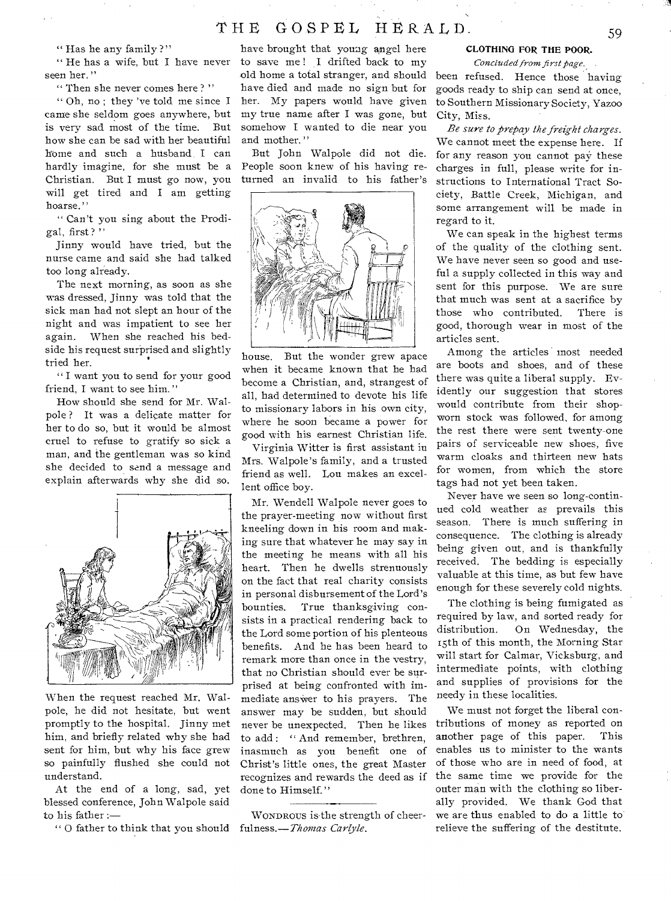"Has he any family?"

"He has a wife, but I have never seen her."

"Then she never comes here?"

"Oh, no; they 've told me since I came she seldom goes anywhere, but is very sad most of the time. But how she can be sad with her beautiful home and such a husband I can hardly imagine, for she must be a Christian. But I must go now, you will get tired and I am getting hoarse."

"Can't you sing about the Prodigal, first?"

Jinny would have tried, but the nurse came and said she had talked too long already.

The next morning, as soon as she was dressed, Jinny was told that the sick man had not slept an hour of the night and was impatient to see her again. When she reached his bedside his request surprised and slightly tried her.

"I want you to send for your good friend, I want to see him."

How should she send for Mr. Walpole? It was a delicate matter for her to do so, but it would be almost cruel to refuse to gratify so sick a man, and the gentleman was so kind she decided to send a message and explain afterwards why she did so.

When the request reached Mr. Walpole, he did not hesitate, but went promptly to the hospital. Jinny met him, and briefly related why she had sent for him, but why his face grew so painfully flushed she could not understand.

At the end of a long, sad, yet blessed conference, John Walpole said to his father:—

"O father to think that you should have brought that young angel here to save me! I drifted back to my old home a total stranger, and should have died and made no sign but for her. My papers would have given my true name after I was gone, but somehow I wanted to die near you and mother."

But John Walpole did not die. People soon knew of his having returned an invalid to his father's house. But the wonder grew apace when it became known that he had become a Christian, and, strangest of all, had determined to devote his life to missionary labors in his own city, where he soon became a power for good with his earnest Christian life.

Virginia Witter is first assistant in Mrs. Walpole's family, and a trusted friend as well. Lou makes an excellent office boy.

Mr. Wendell Walpole never goes to the prayer-meeting now without first kneeling down in his room and making sure that whatever he may say in the meeting he means with all his heart. Then he dwells strenuously on the fact that real charity consists in personal disbursement of the Lord's bounties. True thanksgiving consists in a practical rendering back to the Lord some portion of his plenteous benefits. And he has been heard to remark more than once in the vestry, that no Christian should ever be surprised at being confronted with immediate answer to his prayers. The answer may be sudden, but should never be unexpected. Then he likes to add: "And remember, brethren, inasmuch as you benefit one of Christ's little ones, the great Master recognizes and rewards the deed as if done to Himself."

---

WONDROUS is the strength of cheerfulness.—*Thomas Carlyle.*

### CLOTHING FOR THE POOR.

*Concluded from first page.*

been refused. Hence those having goods ready to ship can send at once, to Southern Missionary Society, Yazoo City, Miss.

*Be sure to prepay the freight charges.* We cannot meet the expense here. If for any reason you cannot pay these charges in full, please write for instructions to International Tract Society, Battle Creek, Michigan, and some arrangement will be made in regard to it.

We can speak in the highest terms of the quality of the clothing sent. We have never seen so good and useful a supply collected in this way and sent for this purpose. We are sure that much was sent at a sacrifice by those who contributed. There is good, thorough wear in most of the articles sent.

Among the articles most needed are boots and shoes, and of these there was quite a liberal supply. Evidently our suggestion that stores would contribute from their shop-worn stock was followed, for among the rest there were sent twenty-one pairs of serviceable new shoes, five warm cloaks and thirteen new hats for women, from which the store tags had not yet been taken.

Never have we seen so long-continued cold weather as prevails this season. There is much suffering in consequence. The clothing is already being given out, and is thankfully received. The bedding is especially valuable at this time, as but few have enough for these severely cold nights.

The clothing is being fumigated as required by law, and sorted ready for distribution. On Wednesday, the 15th of this month, the Morning Star will start for Calmar, Vicksburg, and intermediate points, with clothing and supplies of provisions for the needy in these localities.

We must not forget the liberal contributions of money as reported on another page of this paper. This enables us to minister to the wants of those who are in need of food, at the same time we provide for the outer man with the clothing so liberally provided. We thank God that we are thus enabled to do a little to relieve the suffering of the destitute.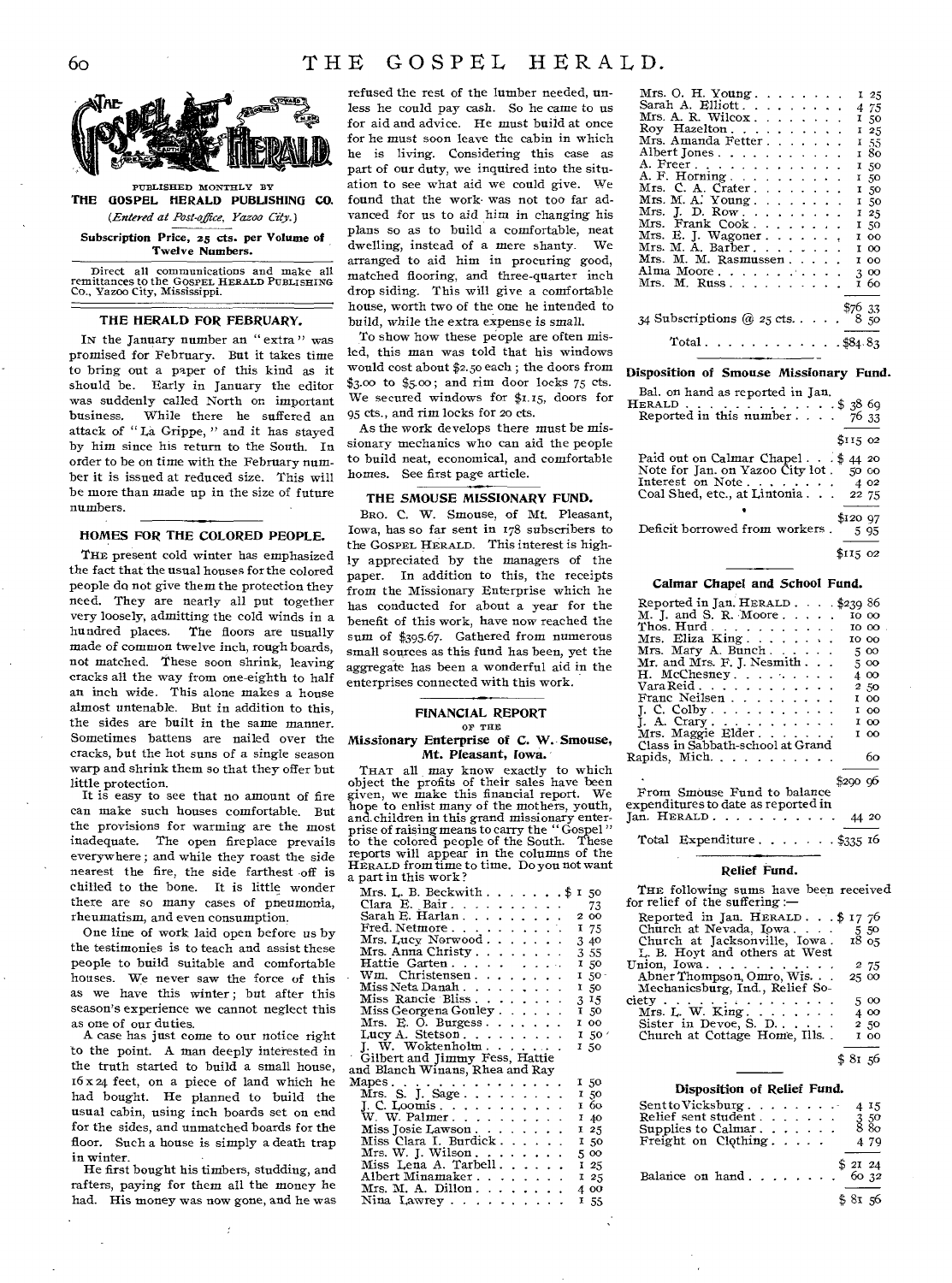PUBLISHED MONTHLY BY
**THE GOSPEL HERALD PUBLISHING CO.**
*(Entered at Post-office, Yazoo City.)*

**Subscription Price, 25 cts. per Volume of Twelve Numbers.**

Direct all communications and make all remittances to the GOSPEL HERALD PUBLISHING CO., Yazoo City, Mississippi.

## THE HERALD FOR FEBRUARY.

IN the January number an "extra" was promised for February. But it takes time to bring out a paper of this kind as it should be. Early in January the editor was suddenly called North on important business. While there he suffered an attack of "La Grippe," and it has stayed by him since his return to the South. In order to be on time with the February number it is issued at reduced size. This will be more than made up in the size of future numbers.

## HOMES FOR THE COLORED PEOPLE.

THE present cold winter has emphasized the fact that the usual houses for the colored people do not give them the protection they need. They are nearly all put together very loosely, admitting the cold winds in a hundred places. The floors are usually made of common twelve inch, rough boards, not matched. These soon shrink, leaving cracks all the way from one-eighth to half an inch wide. This alone makes a house almost untenable. But in addition to this, the sides are built in the same manner. Sometimes battens are nailed over the cracks, but the hot suns of a single season warp and shrink them so that they offer but little protection.

It is easy to see that no amount of fire can make such houses comfortable. But the provisions for warming are the most inadequate. The open fireplace prevails everywhere; and while they roast the side nearest the fire, the side farthest off is chilled to the bone. It is little wonder there are so many cases of pneumonia, rheumatism, and even consumption.

One line of work laid open before us by the testimonies is to teach and assist these people to build suitable and comfortable houses. We never saw the force of this as we have this winter; but after this season's experience we cannot neglect this as one of our duties.

A case has just come to our notice right to the point. A man deeply interested in the truth started to build a small house, 16 x 24 feet, on a piece of land which he had bought. He planned to build the usual cabin, using inch boards set on end for the sides, and unmatched boards for the floor. Such a house is simply a death trap in winter.

He first bought his timbers, studding, and rafters, paying for them all the money he had. His money was now gone, and he was refused the rest of the lumber needed, unless he could pay cash. So he came to us for aid and advice. He must build at once for he must soon leave the cabin in which he is living. Considering this case as part of our duty, we inquired into the situation to see what aid we could give. We found that the work was not too far advanced for us to aid him in changing his plans so as to build a comfortable, neat dwelling, instead of a mere shanty. We arranged to aid him in procuring good, matched flooring, and three-quarter inch drop siding. This will give a comfortable house, worth two of the one he intended to build, while the extra expense is small.

To show how these people are often misled, this man was told that his windows would cost about $2.50 each; the doors from $3.00 to $5.00; and rim door locks 75 cts. We secured windows for $1.15, doors for 95 cts., and rim locks for 20 cts.

As the work develops there must be missionary mechanics who can aid the people to build neat, economical, and comfortable homes. See first page article.

## THE SMOUSE MISSIONARY FUND.

BRO. C. W. Smouse, of Mt. Pleasant, Iowa, has so far sent in 178 subscribers to the GOSPEL HERALD. This interest is highly appreciated by the managers of the paper. In addition to this, the receipts from the Missionary Enterprise which he has conducted for about a year for the benefit of this work, have now reached the sum of $395.67. Gathered from numerous small sources as this fund has been, yet the aggregate has been a wonderful aid in the enterprises connected with this work.

## FINANCIAL REPORT OF THE Missionary Enterprise of C. W. Smouse, Mt. Pleasant, Iowa.

THAT all may know exactly to which object the profits of their sales have been given, we make this financial report. We hope to enlist many of the mothers, youth, and children in this grand missionary enterprise of raising means to carry the "Gospel" to the colored people of the South. These reports will appear in the columns of the HERALD from time to time. Do you not want a part in this work?

| | |
|---|---|
| Mrs. L. B. Beckwith | $1 50 |
| Clara E. Bair | 73 |
| Sarah E. Harlan | 2 00 |
| Fred. Netmore | 1 75 |
| Mrs. Lucy Norwood | 3 40 |
| Mrs. Anna Christy | 3 55 |
| Hattie Garten | 1 50 |
| Wm. Christensen | 1 50 |
| Miss Neta Danah | 1 50 |
| Miss Rancie Bliss | 3 15 |
| Miss Georgena Gouley | 1 50 |
| Mrs. E. O. Burgess | 1 00 |
| Lucy A. Stetson | 1 50 |
| J. W. Woktenholm | 1 50 |
| Gilbert and Jimmy Fess, Hattie and Blanch Winans, Rhea and Ray Mapes | 1 50 |
| Mrs. S. J. Sage | 1 50 |
| J. C. Loomis | 1 60 |
| W. W. Palmer | 1 40 |
| Miss Josie Lawson | 1 25 |
| Miss Clara I. Burdick | 1 50 |
| Mrs. W. J. Wilson | 5 00 |
| Miss Lena A. Tarbell | 1 25 |
| Albert Minamaker | 1 25 |
| Mrs. M. A. Dillon | 4 00 |
| Nina Lawrey | 1 55 |
| Mrs. O. H. Young | 1 25 |
| Sarah A. Elliott | 4 75 |
| Mrs. A. R. Wilcox | 1 50 |
| Roy Hazelton | 1 25 |
| Mrs. Amanda Fetter | 1 55 |
| Albert Jones | 1 80 |
| A. Freer | 1 50 |
| A. F. Horning | 1 50 |
| Mrs. C. A. Crater | 1 50 |
| Mrs. M. A. Young | 1 50 |
| Mrs. J. D. Row | 1 25 |
| Mrs. Frank Cook | 1 50 |
| Mrs. E. J. Wagoner | 1 00 |
| Mrs. M. A. Barber | 1 00 |
| Mrs. M. M. Rasmussen | 1 00 |
| Alma Moore | 3 00 |
| Mrs. M. Russ | 1 60 |
| | $76 33 |
| 34 Subscriptions @ 25 cts. | 8 50 |
| Total | $84 83 |

### Disposition of Smouse Missionary Fund.

| | |
|---|---|
| Bal. on hand as reported in Jan. HERALD | $38 69 |
| Reported in this number | 76 33 |
| | $115 02 |
| Paid out on Calmar Chapel | $44 20 |
| Note for Jan. on Yazoo City lot | 50 00 |
| Interest on Note | 4 02 |
| Coal Shed, etc., at Lintonia | 22 75 |
| | $120 97 |
| Deficit borrowed from workers | 5 95 |
| | $115 02 |

### Calmar Chapel and School Fund.

| | |
|---|---|
| Reported in Jan. HERALD | $239 86 |
| M. J. and S. R. Moore | 10 00 |
| Thos. Hurd | 10 00 |
| Mrs. Eliza King | 10 00 |
| Mrs. Mary A. Bunch | 5 00 |
| Mr. and Mrs. F. J. Nesmith | 5 00 |
| H. McChesney | 4 00 |
| Vara Reid | 2 50 |
| Franc Neilsen | 1 00 |
| J. C. Colby | 1 00 |
| J. A. Crary | 1 00 |
| Mrs. Maggie Elder | 1 00 |
| Class in Sabbath-school at Grand Rapids, Mich. | 60 |
| | $290 96 |
| From Smouse Fund to balance expenditures to date as reported in Jan. HERALD | 44 20 |
| Total Expenditure | $335 16 |

### Relief Fund.

THE following sums have been received for relief of the suffering:—

| | |
|---|---|
| Reported in Jan. HERALD | $17 76 |
| Church at Nevada, Iowa | 5 50 |
| Church at Jacksonville, Iowa | 18 05 |
| L. B. Hoyt and others at West Union, Iowa | 2 75 |
| Abner Thompson, Omro, Wis. | 25 00 |
| Mechanicsburg, Ind., Relief Society | 5 00 |
| Mrs. L. W. King | 4 00 |
| Sister in Devoe, S. D. | 2 50 |
| Church at Cottage Home, Ills. | 1 00 |
| | $81 56 |

### Disposition of Relief Fund.

| | |
|---|---|
| Sent to Vicksburg | 4 15 |
| Relief sent student | 3 50 |
| Supplies to Calmar | 8 80 |
| Freight on Clothing | 4 79 |
| | $21 24 |
| Balance on hand | 60 32 |
| | $81 56 |